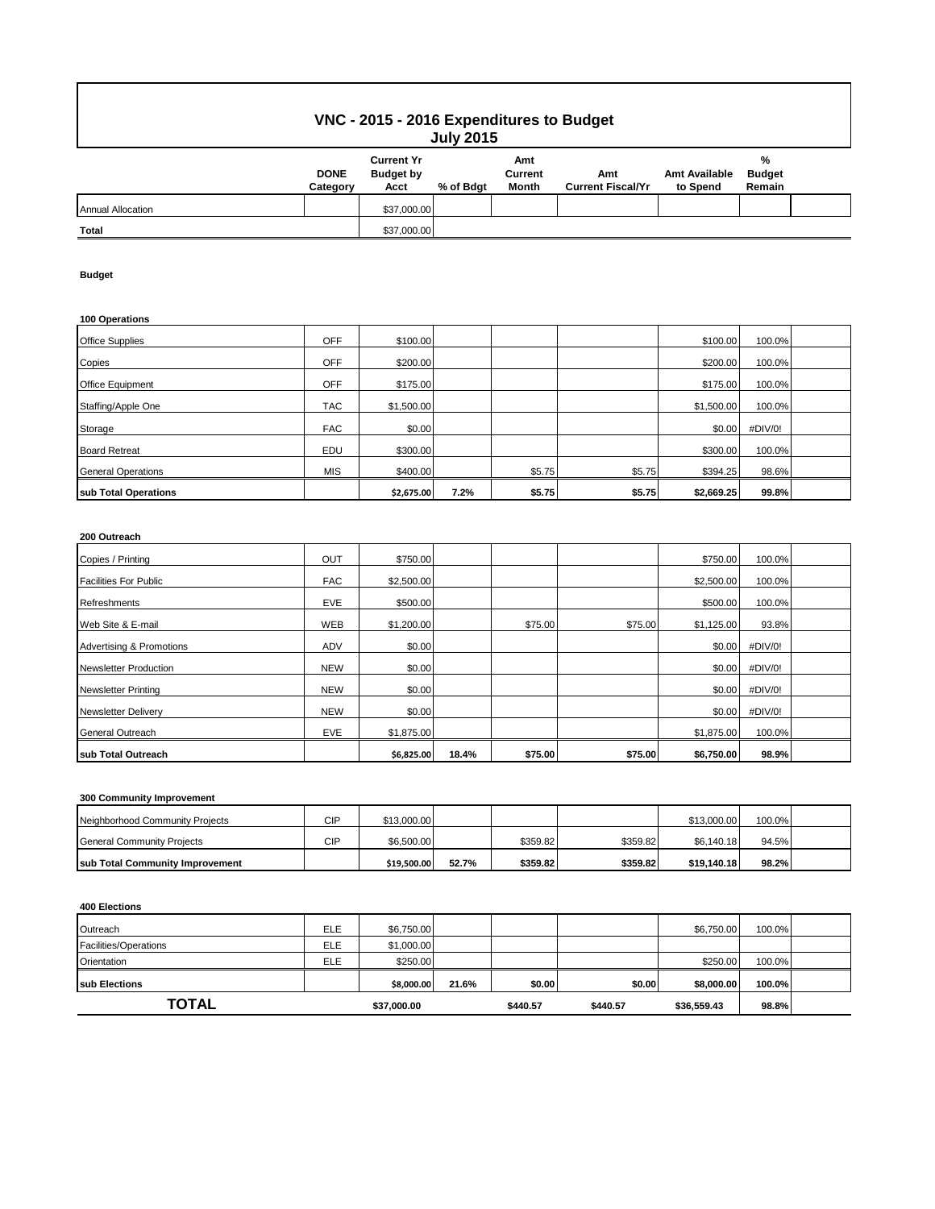# VNC - 2015 - 2016 Expenditures to Budget
## July 2015

| | DONE Category | Current Yr Budget by Acct | % of Bdgt | Amt Current Month | Amt Current Fiscal/Yr | Amt Available to Spend | % Budget Remain |
|---|---|---|---|---|---|---|---|
| Annual Allocation | | $37,000.00 | | | | | |
| **Total** | | $37,000.00 | | | | | |

**Budget**

**100 Operations**

| | | | | | | | |
|---|---|---|---|---|---|---|---|
| Office Supplies | OFF | $100.00 | | | | $100.00 | 100.0% |
| Copies | OFF | $200.00 | | | | $200.00 | 100.0% |
| Office Equipment | OFF | $175.00 | | | | $175.00 | 100.0% |
| Staffing/Apple One | TAC | $1,500.00 | | | | $1,500.00 | 100.0% |
| Storage | FAC | $0.00 | | | | $0.00 | #DIV/0! |
| Board Retreat | EDU | $300.00 | | | | $300.00 | 100.0% |
| General Operations | MIS | $400.00 | | $5.75 | $5.75 | $394.25 | 98.6% |
| **sub Total Operations** | | **$2,675.00** | **7.2%** | **$5.75** | **$5.75** | **$2,669.25** | **99.8%** |

**200 Outreach**

| | | | | | | | |
|---|---|---|---|---|---|---|---|
| Copies / Printing | OUT | $750.00 | | | | $750.00 | 100.0% |
| Facilities For Public | FAC | $2,500.00 | | | | $2,500.00 | 100.0% |
| Refreshments | EVE | $500.00 | | | | $500.00 | 100.0% |
| Web Site & E-mail | WEB | $1,200.00 | | $75.00 | $75.00 | $1,125.00 | 93.8% |
| Advertising & Promotions | ADV | $0.00 | | | | $0.00 | #DIV/0! |
| Newsletter Production | NEW | $0.00 | | | | $0.00 | #DIV/0! |
| Newsletter Printing | NEW | $0.00 | | | | $0.00 | #DIV/0! |
| Newsletter Delivery | NEW | $0.00 | | | | $0.00 | #DIV/0! |
| General Outreach | EVE | $1,875.00 | | | | $1,875.00 | 100.0% |
| **sub Total Outreach** | | **$6,825.00** | **18.4%** | **$75.00** | **$75.00** | **$6,750.00** | **98.9%** |

**300 Community Improvement**

| | | | | | | | |
|---|---|---|---|---|---|---|---|
| Neighborhood Community Projects | CIP | $13,000.00 | | | | $13,000.00 | 100.0% |
| General Community Projects | CIP | $6,500.00 | | $359.82 | $359.82 | $6,140.18 | 94.5% |
| **sub Total Community Improvement** | | **$19,500.00** | **52.7%** | **$359.82** | **$359.82** | **$19,140.18** | **98.2%** |

**400 Elections**

| | | | | | | | |
|---|---|---|---|---|---|---|---|
| Outreach | ELE | $6,750.00 | | | | $6,750.00 | 100.0% |
| Facilities/Operations | ELE | $1,000.00 | | | | | |
| Orientation | ELE | $250.00 | | | | $250.00 | 100.0% |
| **sub Elections** | | **$8,000.00** | **21.6%** | **$0.00** | **$0.00** | **$8,000.00** | **100.0%** |
| **TOTAL** | | **$37,000.00** | | **$440.57** | **$440.57** | **$36,559.43** | **98.8%** |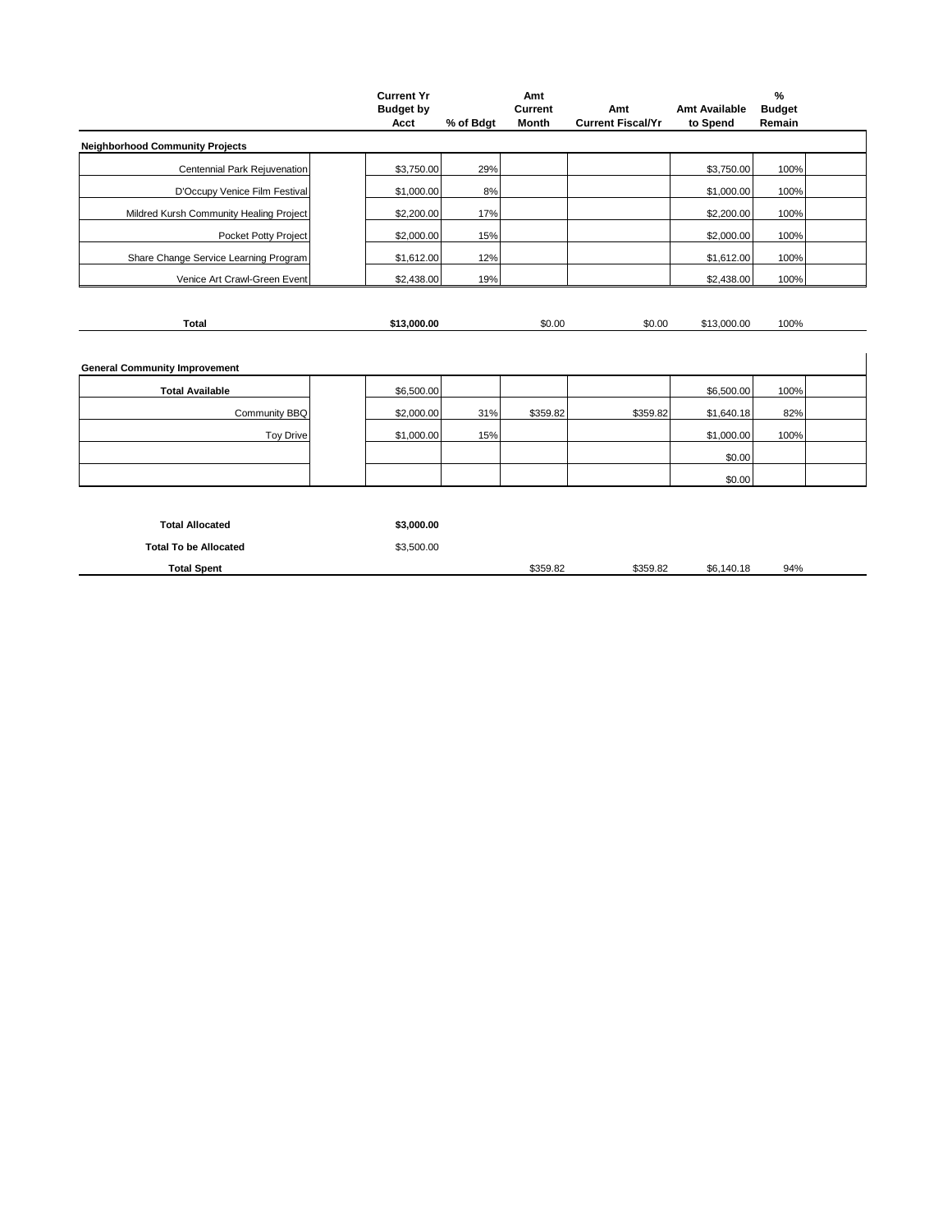| | Current Yr Budget by Acct | % of Bdgt | Amt Current Month | Amt Current Fiscal/Yr | Amt Available to Spend | % Budget Remain |
|---|---|---|---|---|---|---|
| **Neighborhood Community Projects** | | | | | | |
| Centennial Park Rejuvenation | $3,750.00 | 29% | | | $3,750.00 | 100% |
| D'Occupy Venice Film Festival | $1,000.00 | 8% | | | $1,000.00 | 100% |
| Mildred Kursh Community Healing Project | $2,200.00 | 17% | | | $2,200.00 | 100% |
| Pocket Potty Project | $2,000.00 | 15% | | | $2,000.00 | 100% |
| Share Change Service Learning Program | $1,612.00 | 12% | | | $1,612.00 | 100% |
| Venice Art Crawl-Green Event | $2,438.00 | 19% | | | $2,438.00 | 100% |
| **Total** | **$13,000.00** | | $0.00 | $0.00 | $13,000.00 | 100% |
| **General Community Improvement** | | | | | | |
| **Total Available** | $6,500.00 | | | | $6,500.00 | 100% |
| Community BBQ | $2,000.00 | 31% | $359.82 | $359.82 | $1,640.18 | 82% |
| Toy Drive | $1,000.00 | 15% | | | $1,000.00 | 100% |
| | | | | | $0.00 | |
| | | | | | $0.00 | |
| **Total Allocated** | **$3,000.00** | | | | | |
| **Total To be Allocated** | $3,500.00 | | | | | |
| **Total Spent** | | | $359.82 | $359.82 | $6,140.18 | 94% |